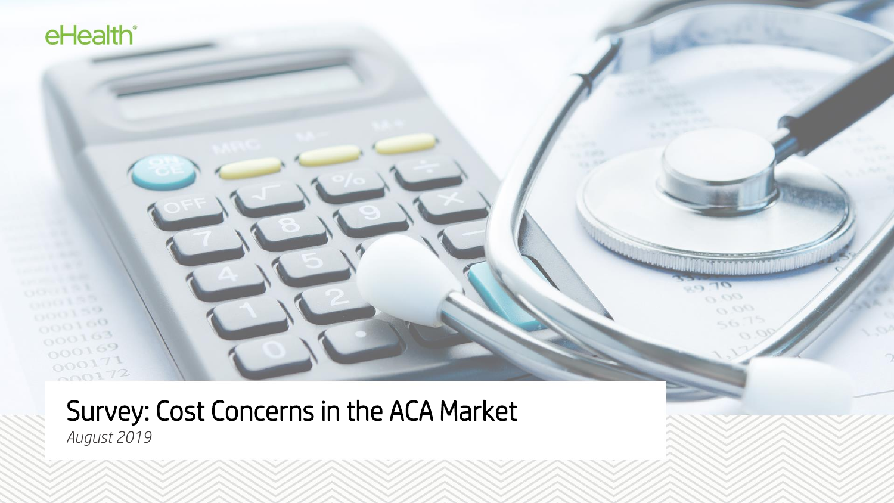eHealth

# Survey: Cost Concerns in the ACA Market

*August 2019*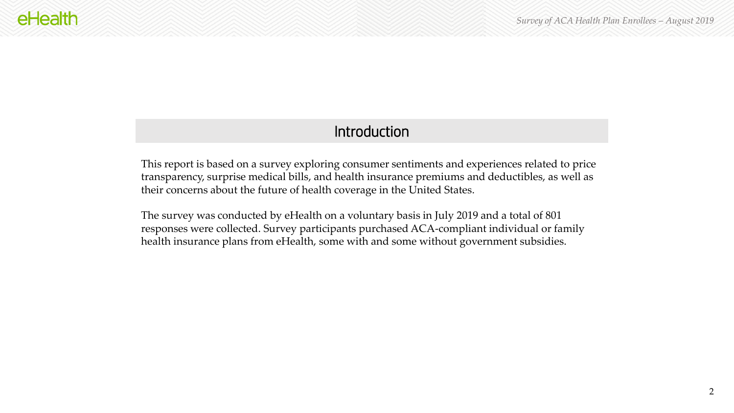## Introduction

This report is based on a survey exploring consumer sentiments and experiences related to price transparency, surprise medical bills, and health insurance premiums and deductibles, as well as their concerns about the future of health coverage in the United States.

The survey was conducted by eHealth on a voluntary basis in July 2019 and a total of 801 responses were collected. Survey participants purchased ACA-compliant individual or family health insurance plans from eHealth, some with and some without government subsidies.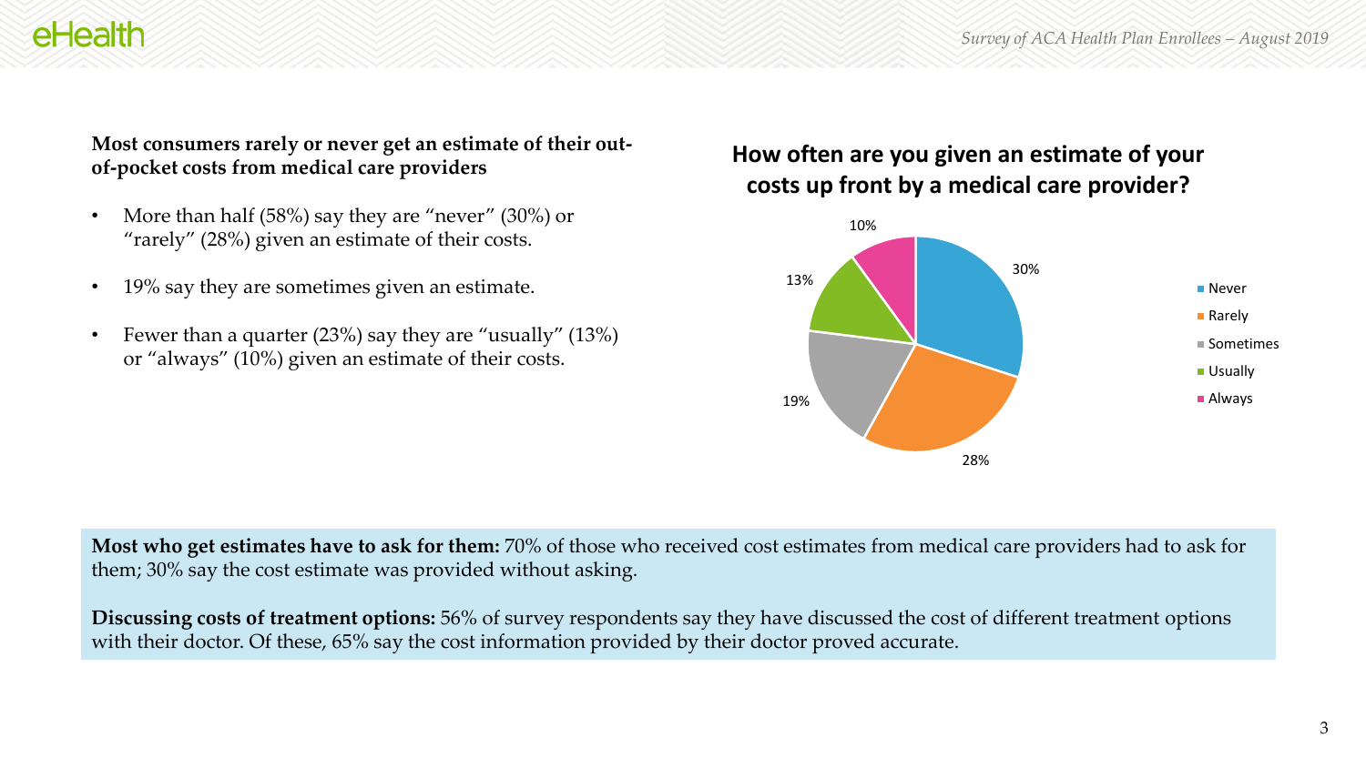**Most consumers rarely or never get an estimate of their out-of-pocket costs from medical care providers**

- More than half (58%) say they are "never" (30%) or "rarely" (28%) given an estimate of their costs.
- 19% say they are sometimes given an estimate.
- Fewer than a quarter (23%) say they are "usually" (13%) or "always" (10%) given an estimate of their costs.

**How often are you given an estimate of your costs up front by a medical care provider?**

| Response | Percent |
|---|---|
| Never | 30% |
| Rarely | 28% |
| Sometimes | 19% |
| Usually | 13% |
| Always | 10% |

**Most who get estimates have to ask for them:** 70% of those who received cost estimates from medical care providers had to ask for them; 30% say the cost estimate was provided without asking.

**Discussing costs of treatment options:** 56% of survey respondents say they have discussed the cost of different treatment options with their doctor. Of these, 65% say the cost information provided by their doctor proved accurate.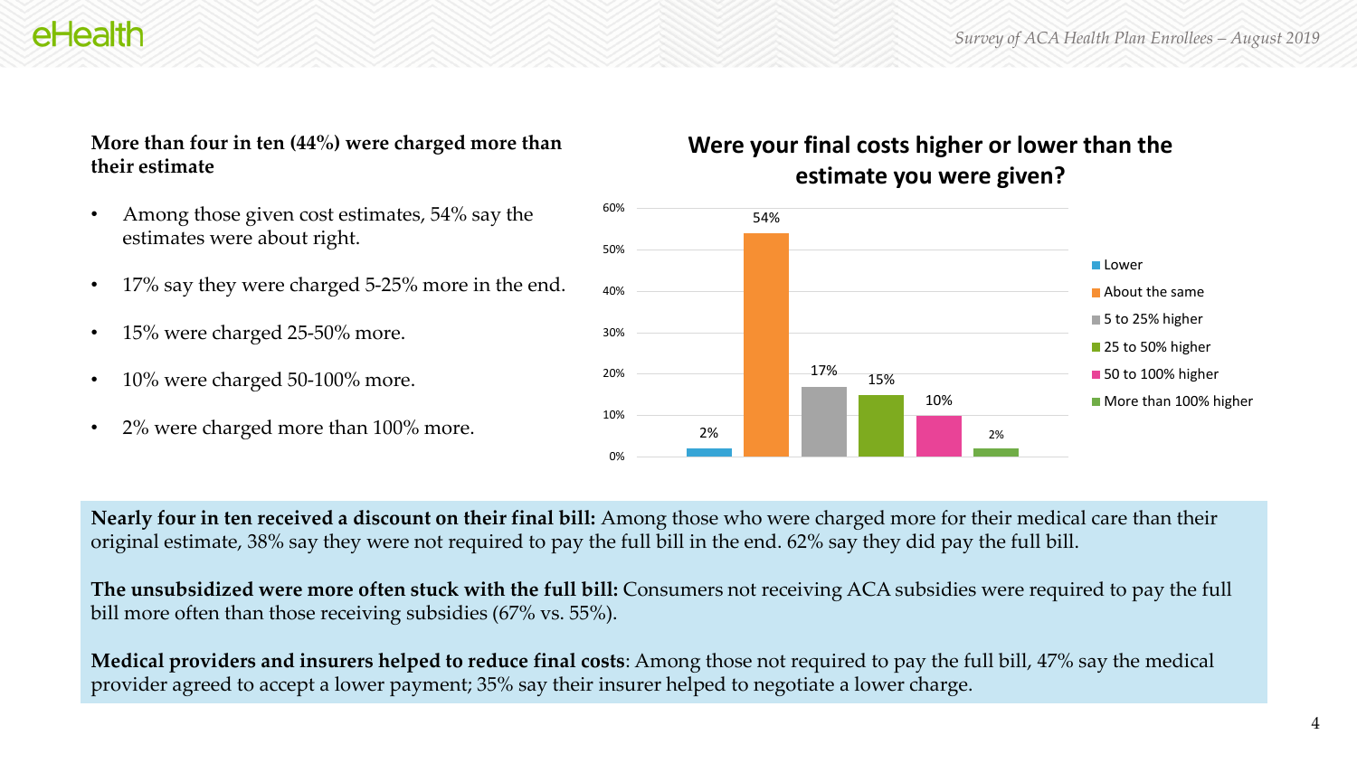**More than four in ten (44%) were charged more than their estimate**

- Among those given cost estimates, 54% say the estimates were about right.
- 17% say they were charged 5-25% more in the end.
- 15% were charged 25-50% more.
- 10% were charged 50-100% more.
- 2% were charged more than 100% more.

**Were your final costs higher or lower than the estimate you were given?**

| Response | Percent |
| --- | --- |
| Lower | 2% |
| About the same | 54% |
| 5 to 25% higher | 17% |
| 25 to 50% higher | 15% |
| 50 to 100% higher | 10% |
| More than 100% higher | 2% |

**Nearly four in ten received a discount on their final bill:** Among those who were charged more for their medical care than their original estimate, 38% say they were not required to pay the full bill in the end. 62% say they did pay the full bill.

**The unsubsidized were more often stuck with the full bill:** Consumers not receiving ACA subsidies were required to pay the full bill more often than those receiving subsidies (67% vs. 55%).

**Medical providers and insurers helped to reduce final costs**: Among those not required to pay the full bill, 47% say the medical provider agreed to accept a lower payment; 35% say their insurer helped to negotiate a lower charge.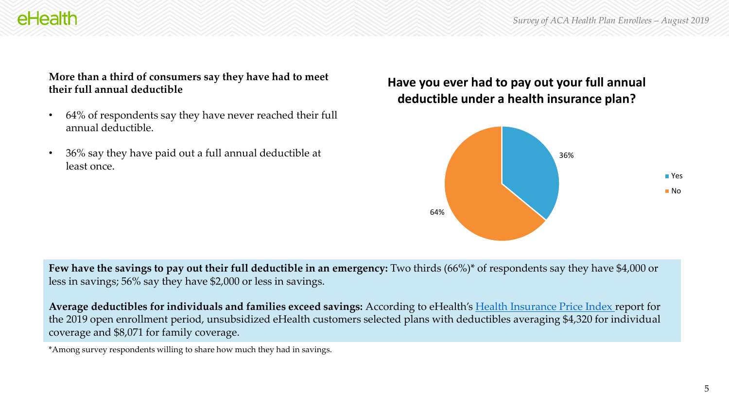**More than a third of consumers say they have had to meet their full annual deductible**

- 64% of respondents say they have never reached their full annual deductible.
- 36% say they have paid out a full annual deductible at least once.

**Have you ever had to pay out your full annual deductible under a health insurance plan?**

| Response | Percentage |
|---|---|
| Yes | 36% |
| No | 64% |

**Few have the savings to pay out their full deductible in an emergency:** Two thirds (66%)* of respondents say they have $4,000 or less in savings; 56% say they have $2,000 or less in savings.

**Average deductibles for individuals and families exceed savings:** According to eHealth's Health Insurance Price Index report for the 2019 open enrollment period, unsubsidized eHealth customers selected plans with deductibles averaging $4,320 for individual coverage and $8,071 for family coverage.

*Among survey respondents willing to share how much they had in savings.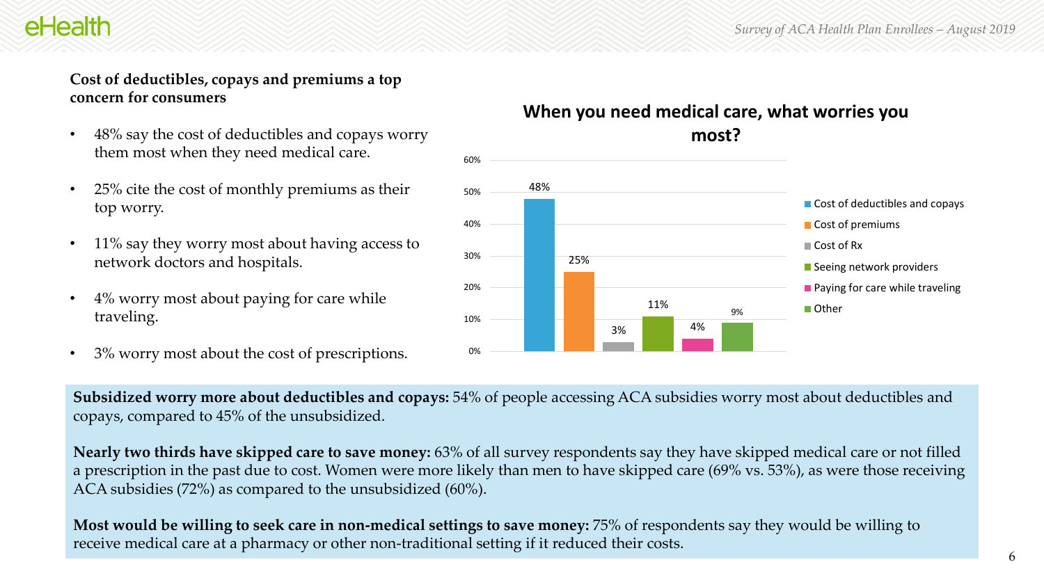**Cost of deductibles, copays and premiums a top concern for consumers**

- 48% say the cost of deductibles and copays worry them most when they need medical care.
- 25% cite the cost of monthly premiums as their top worry.
- 11% say they worry most about having access to network doctors and hospitals.
- 4% worry most about paying for care while traveling.
- 3% worry most about the cost of prescriptions.

**When you need medical care, what worries you most?**

| Category | Percentage |
|---|---|
| Cost of deductibles and copays | 48% |
| Cost of premiums | 25% |
| Cost of Rx | 3% |
| Seeing network providers | 11% |
| Paying for care while traveling | 4% |
| Other | 9% |

**Subsidized worry more about deductibles and copays:** 54% of people accessing ACA subsidies worry most about deductibles and copays, compared to 45% of the unsubsidized.

**Nearly two thirds have skipped care to save money:** 63% of all survey respondents say they have skipped medical care or not filled a prescription in the past due to cost. Women were more likely than men to have skipped care (69% vs. 53%), as were those receiving ACA subsidies (72%) as compared to the unsubsidized (60%).

**Most would be willing to seek care in non-medical settings to save money:** 75% of respondents say they would be willing to receive medical care at a pharmacy or other non-traditional setting if it reduced their costs.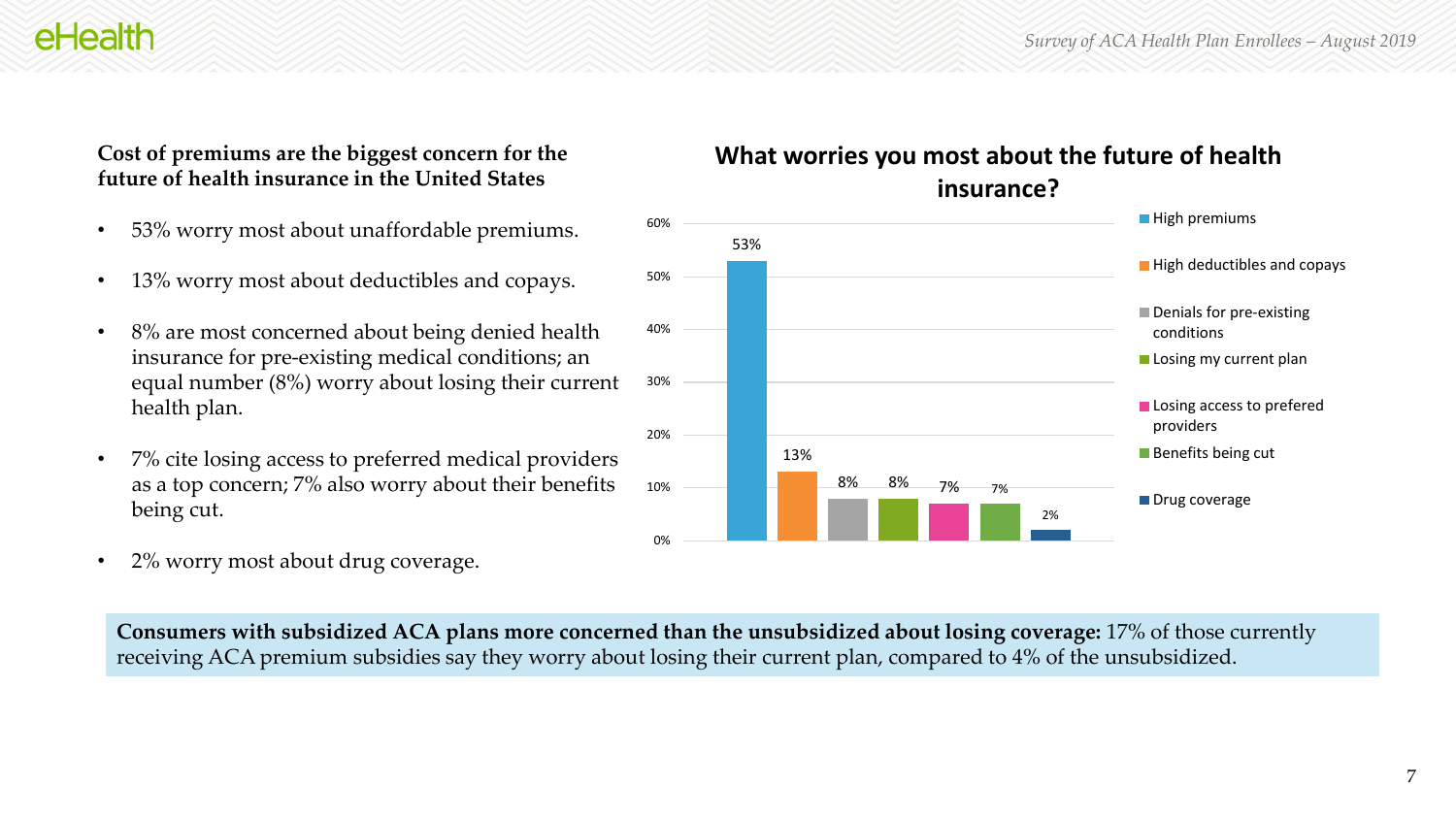**Cost of premiums are the biggest concern for the future of health insurance in the United States**

- 53% worry most about unaffordable premiums.
- 13% worry most about deductibles and copays.
- 8% are most concerned about being denied health insurance for pre-existing medical conditions; an equal number (8%) worry about losing their current health plan.
- 7% cite losing access to preferred medical providers as a top concern; 7% also worry about their benefits being cut.
- 2% worry most about drug coverage.

**What worries you most about the future of health insurance?**

| Concern | Percent |
| --- | --- |
| High premiums | 53% |
| High deductibles and copays | 13% |
| Denials for pre-existing conditions | 8% |
| Losing my current plan | 8% |
| Losing access to prefered providers | 7% |
| Benefits being cut | 7% |
| Drug coverage | 2% |

**Consumers with subsidized ACA plans more concerned than the unsubsidized about losing coverage:** 17% of those currently receiving ACA premium subsidies say they worry about losing their current plan, compared to 4% of the unsubsidized.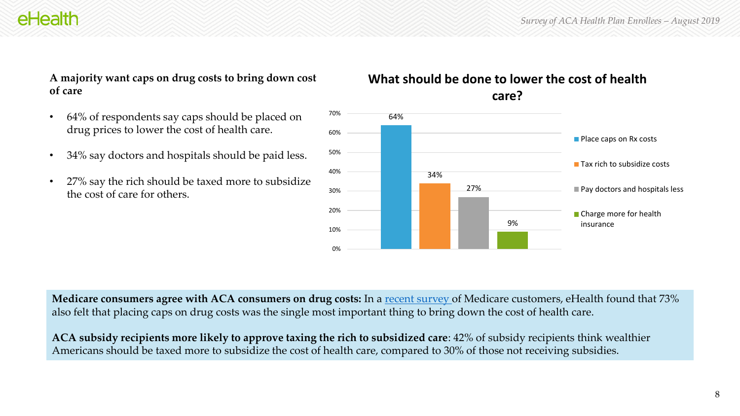**A majority want caps on drug costs to bring down cost of care**

- 64% of respondents say caps should be placed on drug prices to lower the cost of health care.
- 34% say doctors and hospitals should be paid less.
- 27% say the rich should be taxed more to subsidize the cost of care for others.

**What should be done to lower the cost of health care?**

| Response | Percentage |
| --- | --- |
| Place caps on Rx costs | 64% |
| Tax rich to subsidize costs | 34% |
| Pay doctors and hospitals less | 27% |
| Charge more for health insurance | 9% |

**Medicare consumers agree with ACA consumers on drug costs:** In a recent survey of Medicare customers, eHealth found that 73% also felt that placing caps on drug costs was the single most important thing to bring down the cost of health care.

**ACA subsidy recipients more likely to approve taxing the rich to subsidized care**: 42% of subsidy recipients think wealthier Americans should be taxed more to subsidize the cost of health care, compared to 30% of those not receiving subsidies.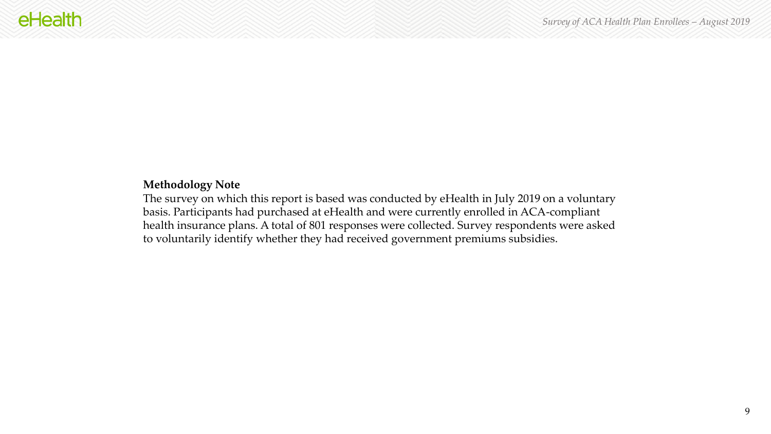**Methodology Note**

The survey on which this report is based was conducted by eHealth in July 2019 on a voluntary basis. Participants had purchased at eHealth and were currently enrolled in ACA-compliant health insurance plans. A total of 801 responses were collected. Survey respondents were asked to voluntarily identify whether they had received government premiums subsidies.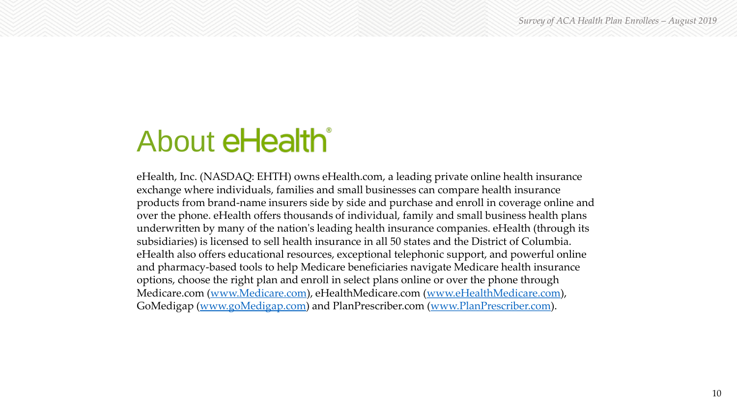# About eHealth®

eHealth, Inc. (NASDAQ: EHTH) owns eHealth.com, a leading private online health insurance exchange where individuals, families and small businesses can compare health insurance products from brand-name insurers side by side and purchase and enroll in coverage online and over the phone. eHealth offers thousands of individual, family and small business health plans underwritten by many of the nation's leading health insurance companies. eHealth (through its subsidiaries) is licensed to sell health insurance in all 50 states and the District of Columbia. eHealth also offers educational resources, exceptional telephonic support, and powerful online and pharmacy-based tools to help Medicare beneficiaries navigate Medicare health insurance options, choose the right plan and enroll in select plans online or over the phone through Medicare.com ([www.Medicare.com](http://www.Medicare.com)), eHealthMedicare.com ([www.eHealthMedicare.com](http://www.eHealthMedicare.com)), GoMedigap ([www.goMedigap.com](http://www.goMedigap.com)) and PlanPrescriber.com ([www.PlanPrescriber.com](http://www.PlanPrescriber.com)).